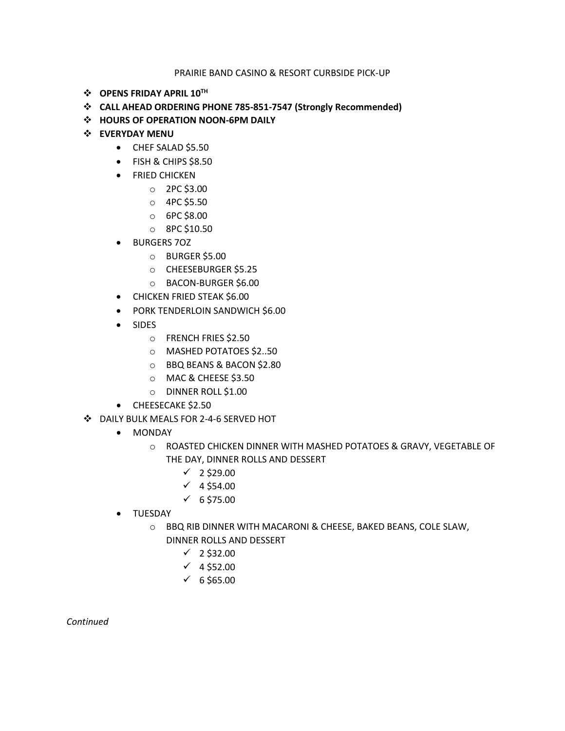PRAIRIE BAND CASINO & RESORT CURBSIDE PICK-UP

- **OPENS FRIDAY APRIL 10TH**
- **CALL AHEAD ORDERING PHONE 785-851-7547 (Strongly Recommended)**
- **HOURS OF OPERATION NOON-6PM DAILY**
- **EVERYDAY MENU**
  - CHEF SALAD $5.50
  - FISH & CHIPS $8.50
  - FRIED CHICKEN
    - 2PC $3.00
    - 4PC $5.50
    - 6PC $8.00
    - 8PC $10.50
  - BURGERS 7OZ
    - BURGER $5.00
    - CHEESEBURGER $5.25
    - BACON-BURGER $6.00
  - CHICKEN FRIED STEAK $6.00
  - PORK TENDERLOIN SANDWICH $6.00
  - SIDES
    - FRENCH FRIES $2.50
    - MASHED POTATOES $2..50
    - BBQ BEANS & BACON $2.80
    - MAC & CHEESE $3.50
    - DINNER ROLL $1.00
  - CHEESECAKE $2.50
- DAILY BULK MEALS FOR 2-4-6 SERVED HOT
  - MONDAY
    - ROASTED CHICKEN DINNER WITH MASHED POTATOES & GRAVY, VEGETABLE OF THE DAY, DINNER ROLLS AND DESSERT
      - ✓ 2 $29.00
      - ✓ 4 $54.00
      - ✓ 6 $75.00
  - TUESDAY
    - BBQ RIB DINNER WITH MACARONI & CHEESE, BAKED BEANS, COLE SLAW, DINNER ROLLS AND DESSERT
      - ✓ 2 $32.00
      - ✓ 4 $52.00
      - ✓ 6 $65.00

*Continued*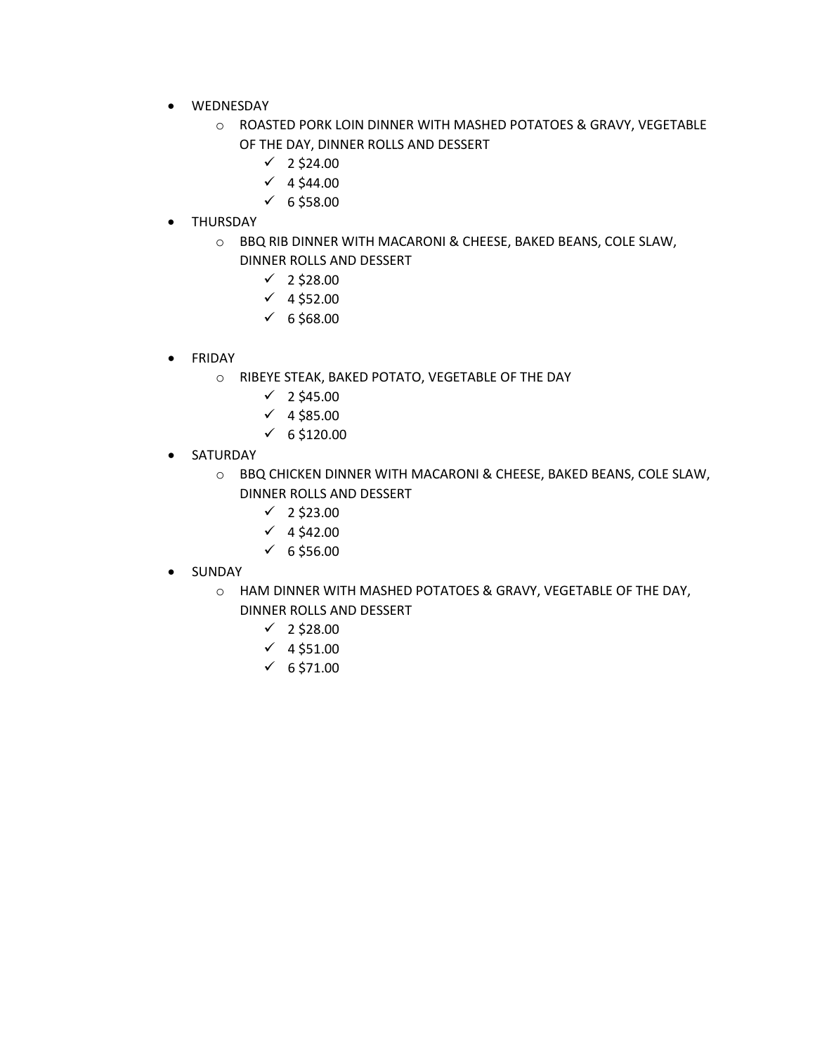- WEDNESDAY
  - ROASTED PORK LOIN DINNER WITH MASHED POTATOES & GRAVY, VEGETABLE OF THE DAY, DINNER ROLLS AND DESSERT
    - 2 $24.00
    - 4 $44.00
    - 6 $58.00
- THURSDAY
  - BBQ RIB DINNER WITH MACARONI & CHEESE, BAKED BEANS, COLE SLAW, DINNER ROLLS AND DESSERT
    - 2 $28.00
    - 4 $52.00
    - 6 $68.00
- FRIDAY
  - RIBEYE STEAK, BAKED POTATO, VEGETABLE OF THE DAY
    - 2 $45.00
    - 4 $85.00
    - 6 $120.00
- SATURDAY
  - BBQ CHICKEN DINNER WITH MACARONI & CHEESE, BAKED BEANS, COLE SLAW, DINNER ROLLS AND DESSERT
    - 2 $23.00
    - 4 $42.00
    - 6 $56.00
- SUNDAY
  - HAM DINNER WITH MASHED POTATOES & GRAVY, VEGETABLE OF THE DAY, DINNER ROLLS AND DESSERT
    - 2 $28.00
    - 4 $51.00
    - 6 $71.00